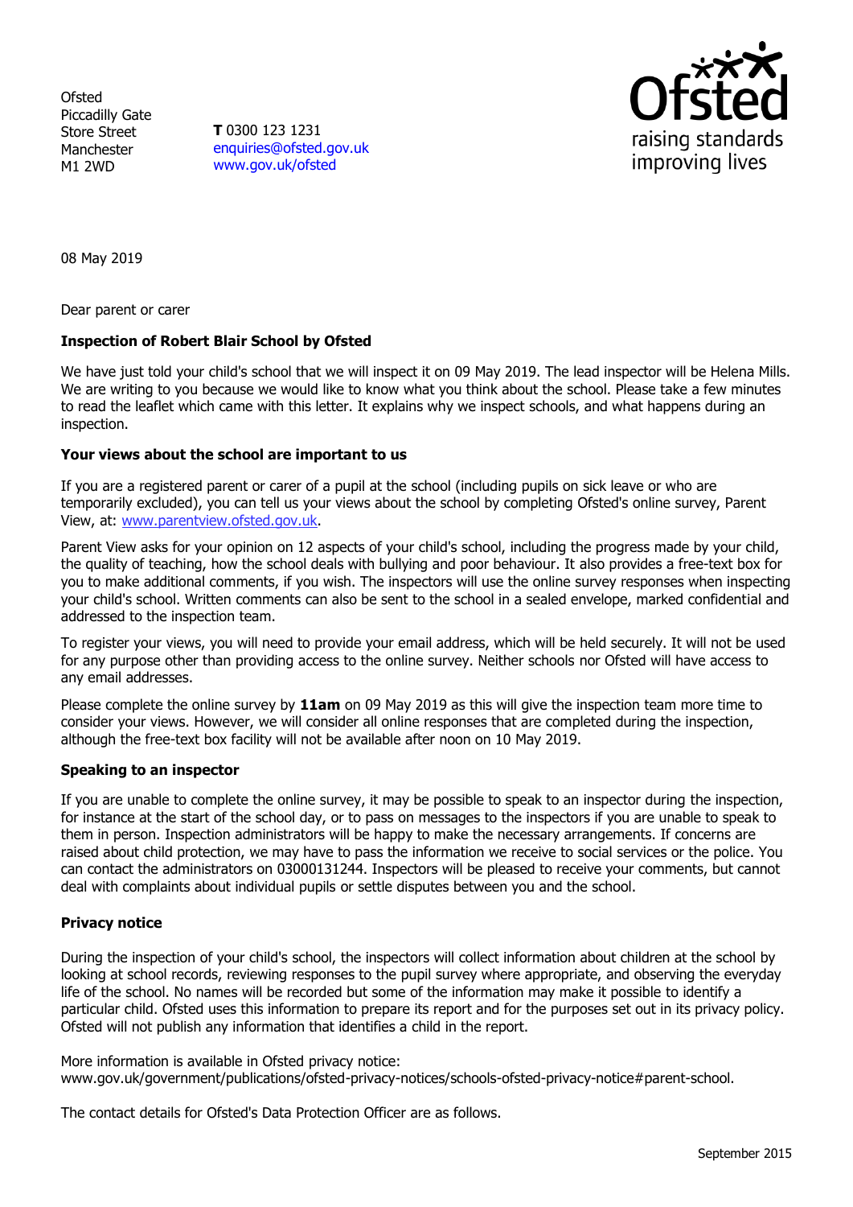Ofsted
Piccadilly Gate
Store Street
Manchester
M1 2WD

**T** 0300 123 1231
enquiries@ofsted.gov.uk
www.gov.uk/ofsted

Ofsted
raising standards
improving lives

08 May 2019

Dear parent or carer

**Inspection of Robert Blair School by Ofsted**

We have just told your child's school that we will inspect it on 09 May 2019. The lead inspector will be Helena Mills. We are writing to you because we would like to know what you think about the school. Please take a few minutes to read the leaflet which came with this letter. It explains why we inspect schools, and what happens during an inspection.

**Your views about the school are important to us**

If you are a registered parent or carer of a pupil at the school (including pupils on sick leave or who are temporarily excluded), you can tell us your views about the school by completing Ofsted's online survey, Parent View, at: www.parentview.ofsted.gov.uk.

Parent View asks for your opinion on 12 aspects of your child's school, including the progress made by your child, the quality of teaching, how the school deals with bullying and poor behaviour. It also provides a free-text box for you to make additional comments, if you wish. The inspectors will use the online survey responses when inspecting your child's school. Written comments can also be sent to the school in a sealed envelope, marked confidential and addressed to the inspection team.

To register your views, you will need to provide your email address, which will be held securely. It will not be used for any purpose other than providing access to the online survey. Neither schools nor Ofsted will have access to any email addresses.

Please complete the online survey by **11am** on 09 May 2019 as this will give the inspection team more time to consider your views. However, we will consider all online responses that are completed during the inspection, although the free-text box facility will not be available after noon on 10 May 2019.

**Speaking to an inspector**

If you are unable to complete the online survey, it may be possible to speak to an inspector during the inspection, for instance at the start of the school day, or to pass on messages to the inspectors if you are unable to speak to them in person. Inspection administrators will be happy to make the necessary arrangements. If concerns are raised about child protection, we may have to pass the information we receive to social services or the police. You can contact the administrators on 03000131244. Inspectors will be pleased to receive your comments, but cannot deal with complaints about individual pupils or settle disputes between you and the school.

**Privacy notice**

During the inspection of your child's school, the inspectors will collect information about children at the school by looking at school records, reviewing responses to the pupil survey where appropriate, and observing the everyday life of the school. No names will be recorded but some of the information may make it possible to identify a particular child. Ofsted uses this information to prepare its report and for the purposes set out in its privacy policy. Ofsted will not publish any information that identifies a child in the report.

More information is available in Ofsted privacy notice:
www.gov.uk/government/publications/ofsted-privacy-notices/schools-ofsted-privacy-notice#parent-school.

The contact details for Ofsted's Data Protection Officer are as follows.

September 2015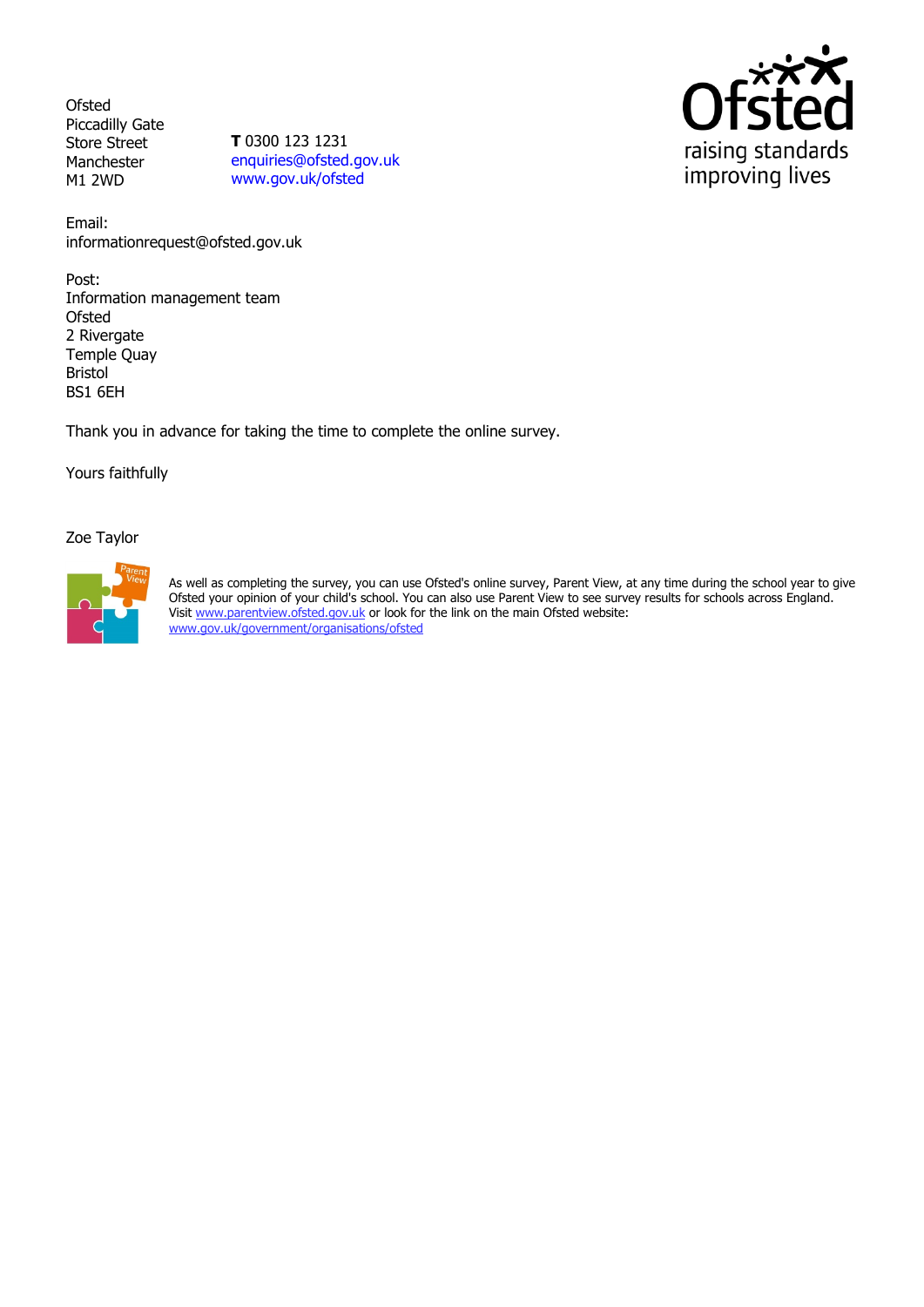Ofsted
Piccadilly Gate
Store Street
Manchester
M1 2WD

**T** 0300 123 1231
enquiries@ofsted.gov.uk
www.gov.uk/ofsted

Ofsted
raising standards
improving lives

Email:
informationrequest@ofsted.gov.uk

Post:
Information management team
Ofsted
2 Rivergate
Temple Quay
Bristol
BS1 6EH

Thank you in advance for taking the time to complete the online survey.

Yours faithfully

Zoe Taylor

As well as completing the survey, you can use Ofsted's online survey, Parent View, at any time during the school year to give Ofsted your opinion of your child's school. You can also use Parent View to see survey results for schools across England. Visit www.parentview.ofsted.gov.uk or look for the link on the main Ofsted website: www.gov.uk/government/organisations/ofsted